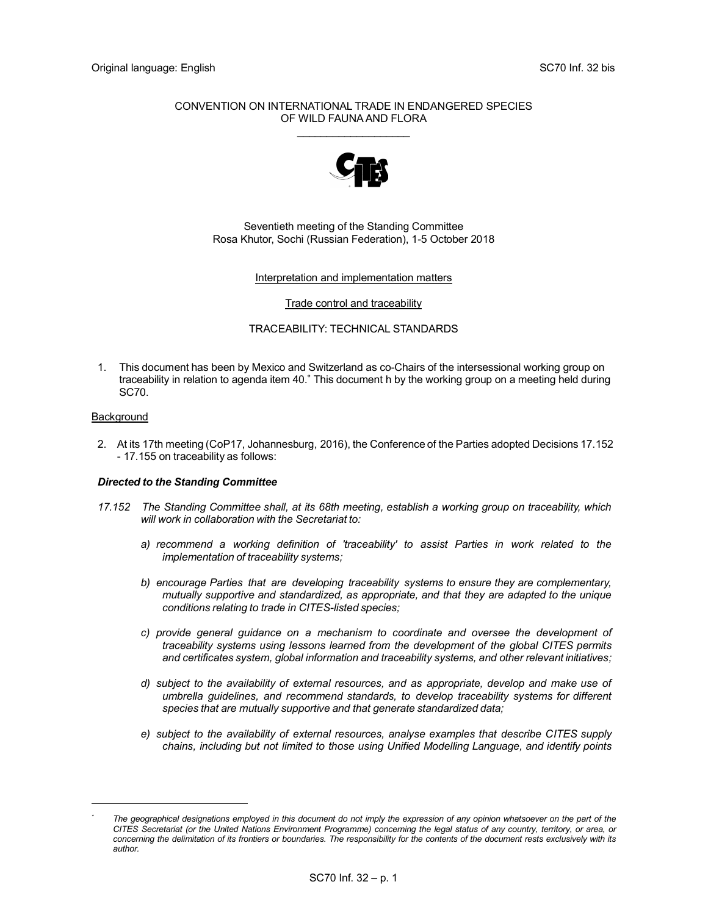Original language: English SC70 Inf. 32 bis

CONVENTION ON INTERNATIONAL TRADE IN ENDANGERED SPECIES
OF WILD FAUNA AND FLORA
\_\_\_\_\_\_\_\_\_\_\_\_\_\_\_\_\_\_\_\_

Seventieth meeting of the Standing Committee
Rosa Khutor, Sochi (Russian Federation), 1-5 October 2018

Interpretation and implementation matters

Trade control and traceability

TRACEABILITY: TECHNICAL STANDARDS

1. This document has been by Mexico and Switzerland as co-Chairs of the intersessional working group on traceability in relation to agenda item 40.[*] This document h by the working group on a meeting held during SC70.

## Background

2. At its 17th meeting (CoP17, Johannesburg, 2016), the Conference of the Parties adopted Decisions 17.152 - 17.155 on traceability as follows:

***Directed to the Standing Committee***

*17.152 The Standing Committee shall, at its 68th meeting, establish a working group on traceability, which will work in collaboration with the Secretariat to:*

*a) recommend a working definition of 'traceability' to assist Parties in work related to the implementation of traceability systems;*

*b) encourage Parties that are developing traceability systems to ensure they are complementary, mutually supportive and standardized, as appropriate, and that they are adapted to the unique conditions relating to trade in CITES-listed species;*

*c) provide general guidance on a mechanism to coordinate and oversee the development of traceability systems using lessons learned from the development of the global CITES permits and certificates system, global information and traceability systems, and other relevant initiatives;*

*d) subject to the availability of external resources, and as appropriate, develop and make use of umbrella guidelines, and recommend standards, to develop traceability systems for different species that are mutually supportive and that generate standardized data;*

*e) subject to the availability of external resources, analyse examples that describe CITES supply chains, including but not limited to those using Unified Modelling Language, and identify points*

---

[*] *The geographical designations employed in this document do not imply the expression of any opinion whatsoever on the part of the CITES Secretariat (or the United Nations Environment Programme) concerning the legal status of any country, territory, or area, or concerning the delimitation of its frontiers or boundaries. The responsibility for the contents of the document rests exclusively with its author.*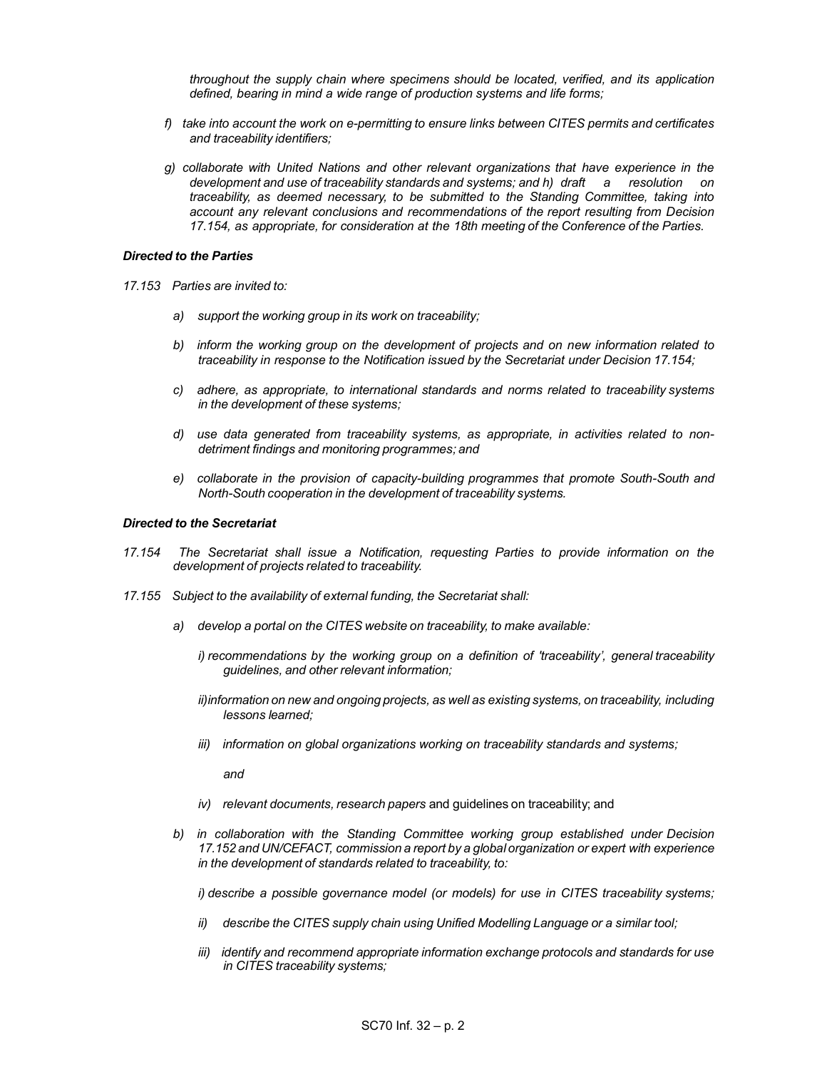*throughout the supply chain where specimens should be located, verified, and its application defined, bearing in mind a wide range of production systems and life forms;*

*f) take into account the work on e-permitting to ensure links between CITES permits and certificates and traceability identifiers;*

*g) collaborate with United Nations and other relevant organizations that have experience in the development and use of traceability standards and systems; and h) draft a resolution on traceability, as deemed necessary, to be submitted to the Standing Committee, taking into account any relevant conclusions and recommendations of the report resulting from Decision 17.154, as appropriate, for consideration at the 18th meeting of the Conference of the Parties.*

***Directed to the Parties***

*17.153 Parties are invited to:*

*a) support the working group in its work on traceability;*

*b) inform the working group on the development of projects and on new information related to traceability in response to the Notification issued by the Secretariat under Decision 17.154;*

*c) adhere, as appropriate, to international standards and norms related to traceability systems in the development of these systems;*

*d) use data generated from traceability systems, as appropriate, in activities related to non-detriment findings and monitoring programmes; and*

*e) collaborate in the provision of capacity-building programmes that promote South-South and North-South cooperation in the development of traceability systems.*

***Directed to the Secretariat***

*17.154 The Secretariat shall issue a Notification, requesting Parties to provide information on the development of projects related to traceability.*

*17.155 Subject to the availability of external funding, the Secretariat shall:*

*a) develop a portal on the CITES website on traceability, to make available:*

*i) recommendations by the working group on a definition of 'traceability', general traceability guidelines, and other relevant information;*

*ii) information on new and ongoing projects, as well as existing systems, on traceability, including lessons learned;*

*iii) information on global organizations working on traceability standards and systems;*

*and*

*iv) relevant documents, research papers* and guidelines on traceability; and

*b) in collaboration with the Standing Committee working group established under Decision 17.152 and UN/CEFACT, commission a report by a global organization or expert with experience in the development of standards related to traceability, to:*

*i) describe a possible governance model (or models) for use in CITES traceability systems;*

*ii) describe the CITES supply chain using Unified Modelling Language or a similar tool;*

*iii) identify and recommend appropriate information exchange protocols and standards for use in CITES traceability systems;*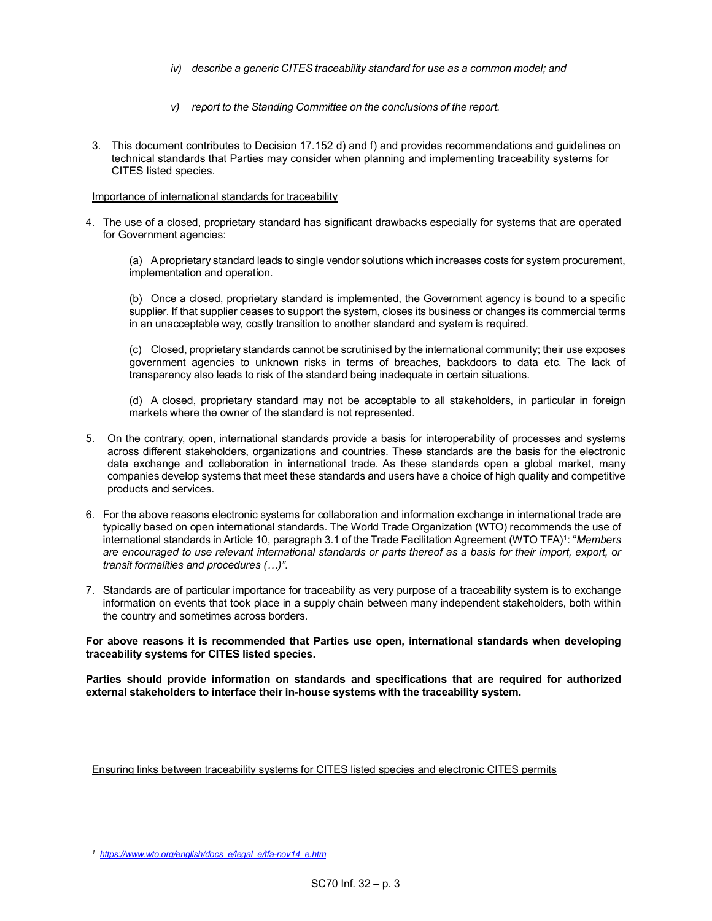*iv) describe a generic CITES traceability standard for use as a common model; and*

*v) report to the Standing Committee on the conclusions of the report.*

3. This document contributes to Decision 17.152 d) and f) and provides recommendations and guidelines on technical standards that Parties may consider when planning and implementing traceability systems for CITES listed species.

<u>Importance of international standards for traceability</u>

4. The use of a closed, proprietary standard has significant drawbacks especially for systems that are operated for Government agencies:

   (a) A proprietary standard leads to single vendor solutions which increases costs for system procurement, implementation and operation.

   (b) Once a closed, proprietary standard is implemented, the Government agency is bound to a specific supplier. If that supplier ceases to support the system, closes its business or changes its commercial terms in an unacceptable way, costly transition to another standard and system is required.

   (c) Closed, proprietary standards cannot be scrutinised by the international community; their use exposes government agencies to unknown risks in terms of breaches, backdoors to data etc. The lack of transparency also leads to risk of the standard being inadequate in certain situations.

   (d) A closed, proprietary standard may not be acceptable to all stakeholders, in particular in foreign markets where the owner of the standard is not represented.

5. On the contrary, open, international standards provide a basis for interoperability of processes and systems across different stakeholders, organizations and countries. These standards are the basis for the electronic data exchange and collaboration in international trade. As these standards open a global market, many companies develop systems that meet these standards and users have a choice of high quality and competitive products and services.

6. For the above reasons electronic systems for collaboration and information exchange in international trade are typically based on open international standards. The World Trade Organization (WTO) recommends the use of international standards in Article 10, paragraph 3.1 of the Trade Facilitation Agreement (WTO TFA)[1]: "*Members are encouraged to use relevant international standards or parts thereof as a basis for their import, export, or transit formalities and procedures (…)"*.

7. Standards are of particular importance for traceability as very purpose of a traceability system is to exchange information on events that took place in a supply chain between many independent stakeholders, both within the country and sometimes across borders.

**For above reasons it is recommended that Parties use open, international standards when developing traceability systems for CITES listed species.**

**Parties should provide information on standards and specifications that are required for authorized external stakeholders to interface their in-house systems with the traceability system.**

<u>Ensuring links between traceability systems for CITES listed species and electronic CITES permits</u>

---

[1] https://www.wto.org/english/docs_e/legal_e/tfa-nov14_e.htm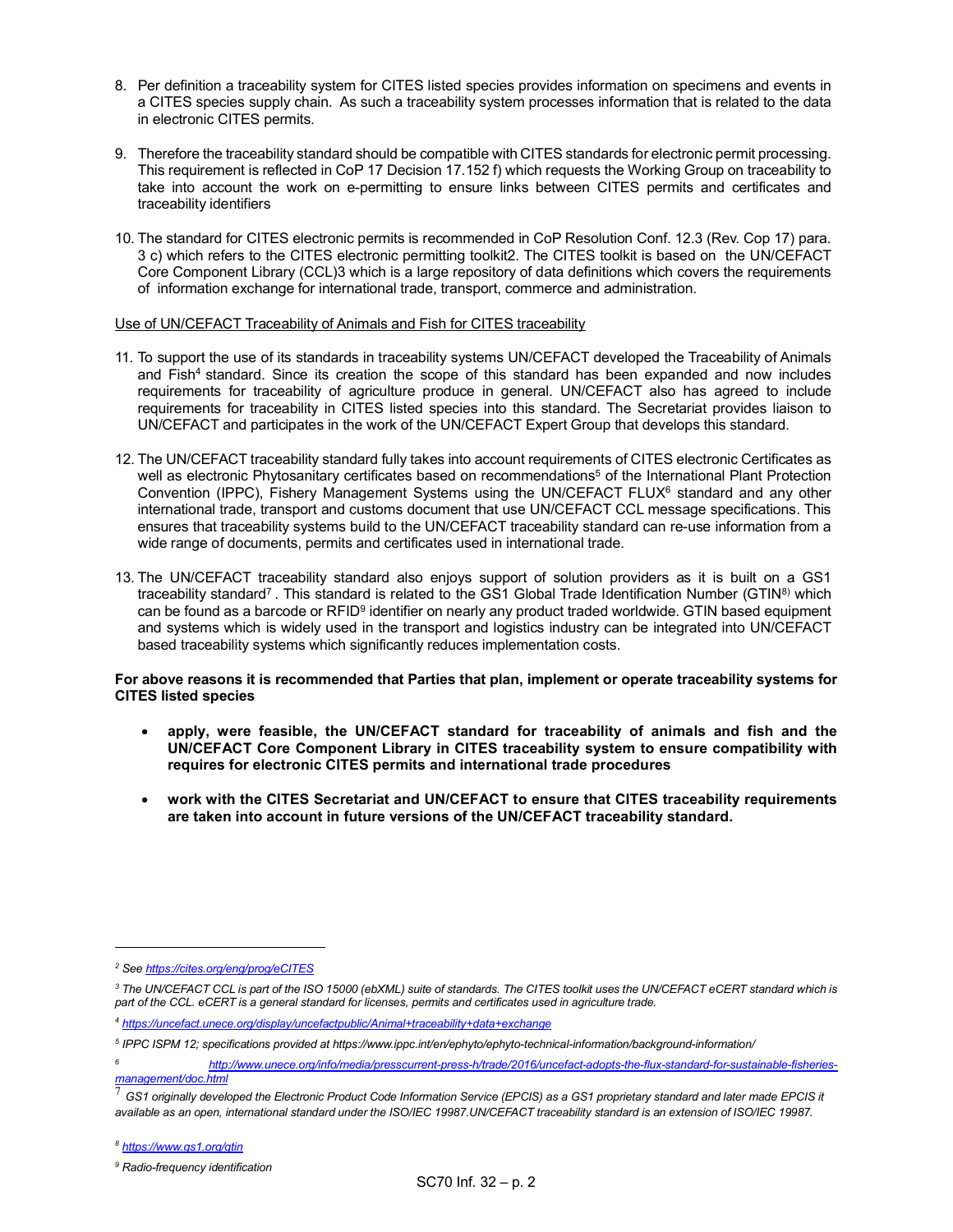8. Per definition a traceability system for CITES listed species provides information on specimens and events in a CITES species supply chain. As such a traceability system processes information that is related to the data in electronic CITES permits.

9. Therefore the traceability standard should be compatible with CITES standards for electronic permit processing. This requirement is reflected in CoP 17 Decision 17.152 f) which requests the Working Group on traceability to take into account the work on e-permitting to ensure links between CITES permits and certificates and traceability identifiers

10. The standard for CITES electronic permits is recommended in CoP Resolution Conf. 12.3 (Rev. Cop 17) para. 3 c) which refers to the CITES electronic permitting toolkit2. The CITES toolkit is based on the UN/CEFACT Core Component Library (CCL)3 which is a large repository of data definitions which covers the requirements of information exchange for international trade, transport, commerce and administration.

Use of UN/CEFACT Traceability of Animals and Fish for CITES traceability

11. To support the use of its standards in traceability systems UN/CEFACT developed the Traceability of Animals and Fish[4] standard. Since its creation the scope of this standard has been expanded and now includes requirements for traceability of agriculture produce in general. UN/CEFACT also has agreed to include requirements for traceability in CITES listed species into this standard. The Secretariat provides liaison to UN/CEFACT and participates in the work of the UN/CEFACT Expert Group that develops this standard.

12. The UN/CEFACT traceability standard fully takes into account requirements of CITES electronic Certificates as well as electronic Phytosanitary certificates based on recommendations[5] of the International Plant Protection Convention (IPPC), Fishery Management Systems using the UN/CEFACT FLUX[6] standard and any other international trade, transport and customs document that use UN/CEFACT CCL message specifications. This ensures that traceability systems build to the UN/CEFACT traceability standard can re-use information from a wide range of documents, permits and certificates used in international trade.

13. The UN/CEFACT traceability standard also enjoys support of solution providers as it is built on a GS1 traceability standard[7]. This standard is related to the GS1 Global Trade Identification Number (GTIN[8]) which can be found as a barcode or RFID[9] identifier on nearly any product traded worldwide. GTIN based equipment and systems which is widely used in the transport and logistics industry can be integrated into UN/CEFACT based traceability systems which significantly reduces implementation costs.

**For above reasons it is recommended that Parties that plan, implement or operate traceability systems for CITES listed species**

- **apply, were feasible, the UN/CEFACT standard for traceability of animals and fish and the UN/CEFACT Core Component Library in CITES traceability system to ensure compatibility with requires for electronic CITES permits and international trade procedures**

- **work with the CITES Secretariat and UN/CEFACT to ensure that CITES traceability requirements are taken into account in future versions of the UN/CEFACT traceability standard.**

---

*[2] See https://cites.org/eng/prog/eCITES*

*[3] The UN/CEFACT CCL is part of the ISO 15000 (ebXML) suite of standards. The CITES toolkit uses the UN/CEFACT eCERT standard which is part of the CCL. eCERT is a general standard for licenses, permits and certificates used in agriculture trade.*

*[4] https://uncefact.unece.org/display/uncefactpublic/Animal+traceability+data+exchange*

*[5] IPPC ISPM 12; specifications provided at https://www.ippc.int/en/ephyto/ephyto-technical-information/background-information/*

*[6] http://www.unece.org/info/media/presscurrent-press-h/trade/2016/uncefact-adopts-the-flux-standard-for-sustainable-fisheries-management/doc.html*

*[7] GS1 originally developed the Electronic Product Code Information Service (EPCIS) as a GS1 proprietary standard and later made EPCIS it available as an open, international standard under the ISO/IEC 19987.UN/CEFACT traceability standard is an extension of ISO/IEC 19987.*

*[8] https://www.gs1.org/gtin*

*[9] Radio-frequency identification*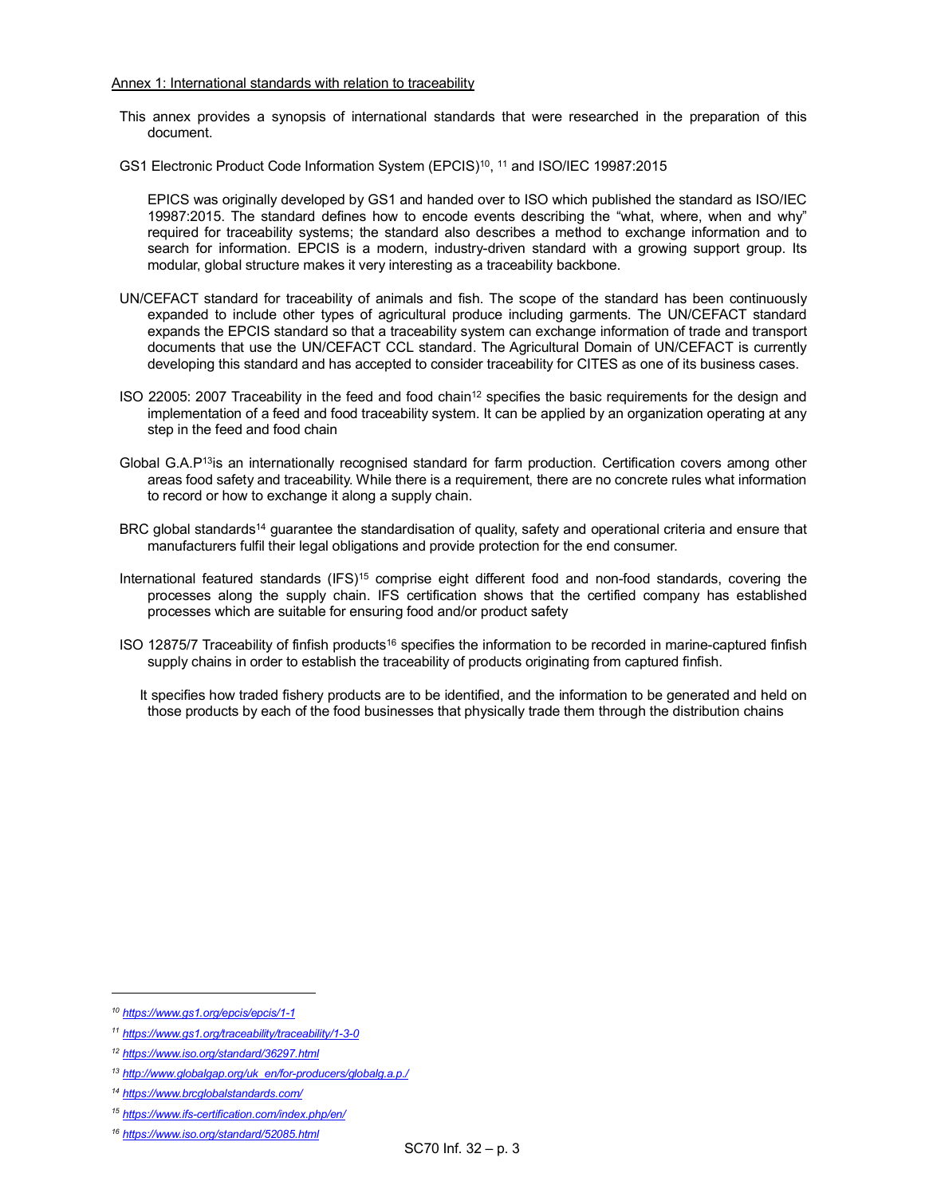Annex 1: International standards with relation to traceability

This annex provides a synopsis of international standards that were researched in the preparation of this document.

GS1 Electronic Product Code Information System (EPCIS)[10], [11] and ISO/IEC 19987:2015

EPICS was originally developed by GS1 and handed over to ISO which published the standard as ISO/IEC 19987:2015. The standard defines how to encode events describing the "what, where, when and why" required for traceability systems; the standard also describes a method to exchange information and to search for information. EPCIS is a modern, industry-driven standard with a growing support group. Its modular, global structure makes it very interesting as a traceability backbone.

UN/CEFACT standard for traceability of animals and fish. The scope of the standard has been continuously expanded to include other types of agricultural produce including garments. The UN/CEFACT standard expands the EPCIS standard so that a traceability system can exchange information of trade and transport documents that use the UN/CEFACT CCL standard. The Agricultural Domain of UN/CEFACT is currently developing this standard and has accepted to consider traceability for CITES as one of its business cases.

ISO 22005: 2007 Traceability in the feed and food chain[12] specifies the basic requirements for the design and implementation of a feed and food traceability system. It can be applied by an organization operating at any step in the feed and food chain

Global G.A.P[13]is an internationally recognised standard for farm production. Certification covers among other areas food safety and traceability. While there is a requirement, there are no concrete rules what information to record or how to exchange it along a supply chain.

BRC global standards[14] guarantee the standardisation of quality, safety and operational criteria and ensure that manufacturers fulfil their legal obligations and provide protection for the end consumer.

International featured standards (IFS)[15] comprise eight different food and non-food standards, covering the processes along the supply chain. IFS certification shows that the certified company has established processes which are suitable for ensuring food and/or product safety

ISO 12875/7 Traceability of finfish products[16] specifies the information to be recorded in marine-captured finfish supply chains in order to establish the traceability of products originating from captured finfish.

It specifies how traded fishery products are to be identified, and the information to be generated and held on those products by each of the food businesses that physically trade them through the distribution chains

---

[10] https://www.gs1.org/epcis/epcis/1-1

[11] https://www.gs1.org/traceability/traceability/1-3-0

[12] https://www.iso.org/standard/36297.html

[13] http://www.globalgap.org/uk_en/for-producers/globalg.a.p./

[14] https://www.brcglobalstandards.com/

[15] https://www.ifs-certification.com/index.php/en/

[16] https://www.iso.org/standard/52085.html